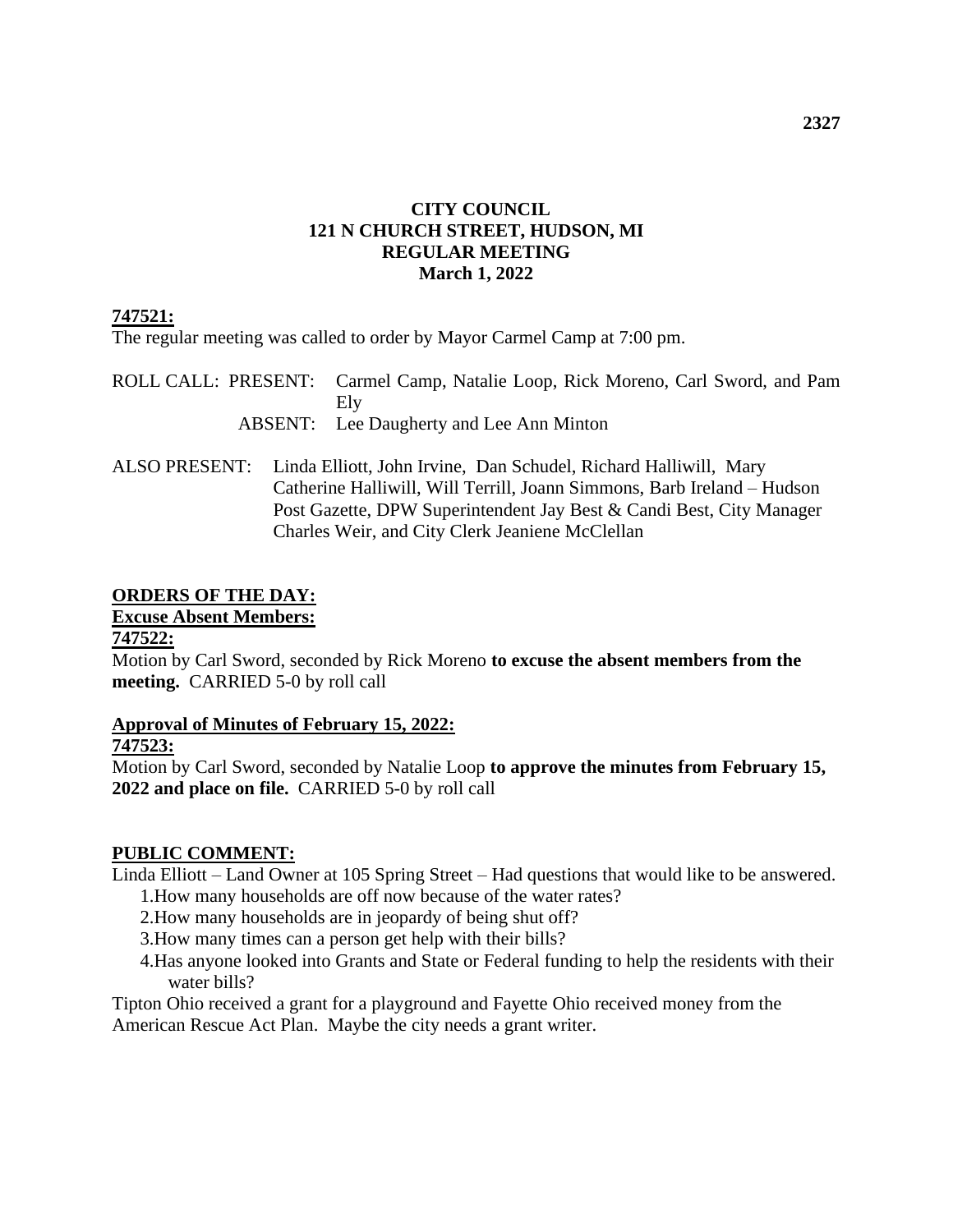# CITY COUNCIL
## 121 N CHURCH STREET, HUDSON, MI
## REGULAR MEETING
## March 1, 2022

**747521:**

The regular meeting was called to order by Mayor Carmel Camp at 7:00 pm.

ROLL CALL: PRESENT: Carmel Camp, Natalie Loop, Rick Moreno, Carl Sword, and Pam Ely

ABSENT: Lee Daugherty and Lee Ann Minton

ALSO PRESENT: Linda Elliott, John Irvine, Dan Schudel, Richard Halliwill, Mary Catherine Halliwill, Will Terrill, Joann Simmons, Barb Ireland – Hudson Post Gazette, DPW Superintendent Jay Best & Candi Best, City Manager Charles Weir, and City Clerk Jeaniene McClellan

**ORDERS OF THE DAY:**

**Excuse Absent Members:**

**747522:**

Motion by Carl Sword, seconded by Rick Moreno **to excuse the absent members from the meeting.** CARRIED 5-0 by roll call

**Approval of Minutes of February 15, 2022:**

**747523:**

Motion by Carl Sword, seconded by Natalie Loop **to approve the minutes from February 15, 2022 and place on file.** CARRIED 5-0 by roll call

**PUBLIC COMMENT:**

Linda Elliott – Land Owner at 105 Spring Street – Had questions that would like to be answered.

1. How many households are off now because of the water rates?
2. How many households are in jeopardy of being shut off?
3. How many times can a person get help with their bills?
4. Has anyone looked into Grants and State or Federal funding to help the residents with their water bills?

Tipton Ohio received a grant for a playground and Fayette Ohio received money from the American Rescue Act Plan. Maybe the city needs a grant writer.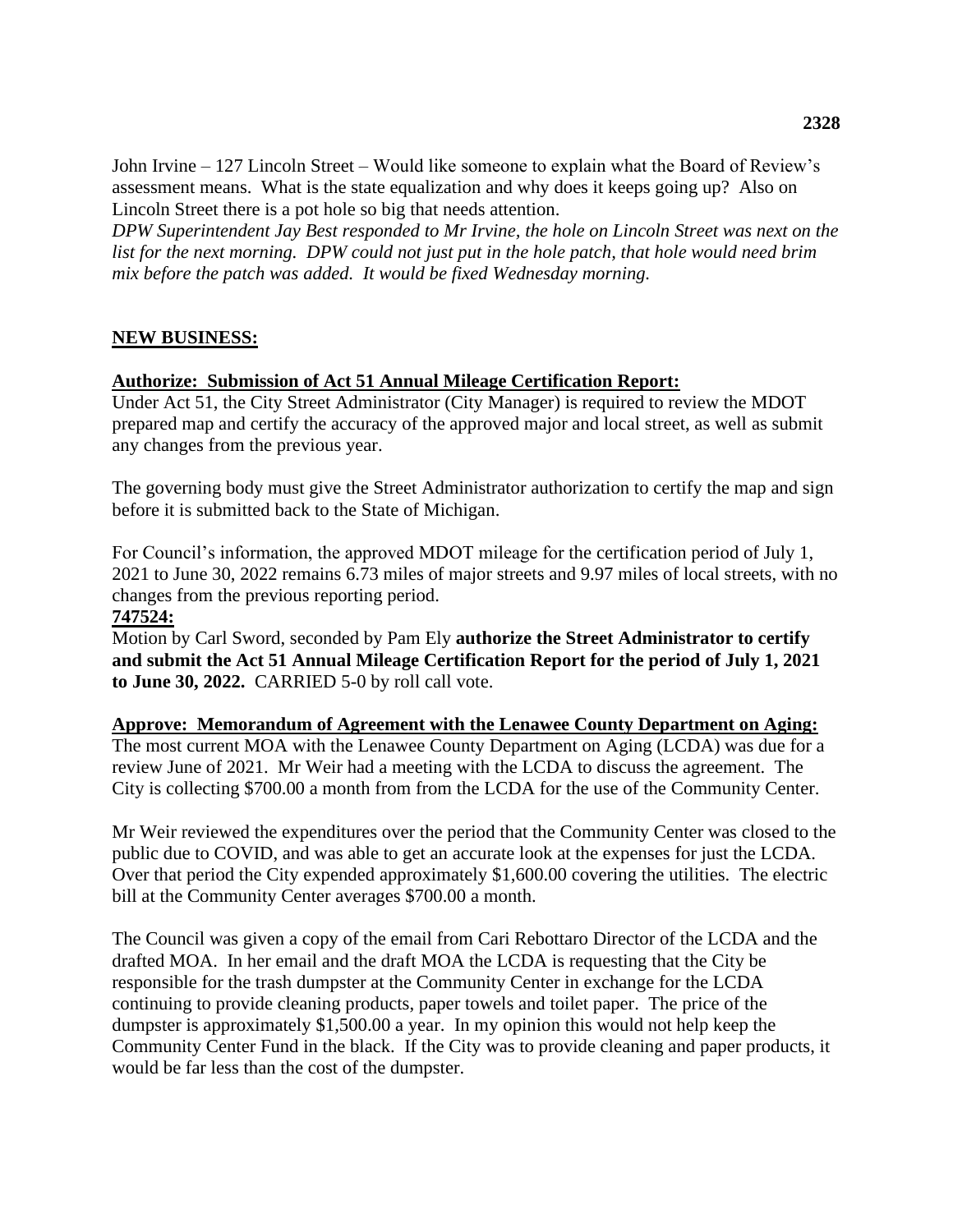John Irvine – 127 Lincoln Street – Would like someone to explain what the Board of Review's assessment means. What is the state equalization and why does it keeps going up? Also on Lincoln Street there is a pot hole so big that needs attention.

*DPW Superintendent Jay Best responded to Mr Irvine, the hole on Lincoln Street was next on the list for the next morning. DPW could not just put in the hole patch, that hole would need brim mix before the patch was added. It would be fixed Wednesday morning.*

## NEW BUSINESS:

### Authorize: Submission of Act 51 Annual Mileage Certification Report:

Under Act 51, the City Street Administrator (City Manager) is required to review the MDOT prepared map and certify the accuracy of the approved major and local street, as well as submit any changes from the previous year.

The governing body must give the Street Administrator authorization to certify the map and sign before it is submitted back to the State of Michigan.

For Council's information, the approved MDOT mileage for the certification period of July 1, 2021 to June 30, 2022 remains 6.73 miles of major streets and 9.97 miles of local streets, with no changes from the previous reporting period.

**747524:**

Motion by Carl Sword, seconded by Pam Ely **authorize the Street Administrator to certify and submit the Act 51 Annual Mileage Certification Report for the period of July 1, 2021 to June 30, 2022.** CARRIED 5-0 by roll call vote.

### Approve: Memorandum of Agreement with the Lenawee County Department on Aging:

The most current MOA with the Lenawee County Department on Aging (LCDA) was due for a review June of 2021. Mr Weir had a meeting with the LCDA to discuss the agreement. The City is collecting $700.00 a month from from the LCDA for the use of the Community Center.

Mr Weir reviewed the expenditures over the period that the Community Center was closed to the public due to COVID, and was able to get an accurate look at the expenses for just the LCDA. Over that period the City expended approximately $1,600.00 covering the utilities. The electric bill at the Community Center averages $700.00 a month.

The Council was given a copy of the email from Cari Rebottaro Director of the LCDA and the drafted MOA. In her email and the draft MOA the LCDA is requesting that the City be responsible for the trash dumpster at the Community Center in exchange for the LCDA continuing to provide cleaning products, paper towels and toilet paper. The price of the dumpster is approximately $1,500.00 a year. In my opinion this would not help keep the Community Center Fund in the black. If the City was to provide cleaning and paper products, it would be far less than the cost of the dumpster.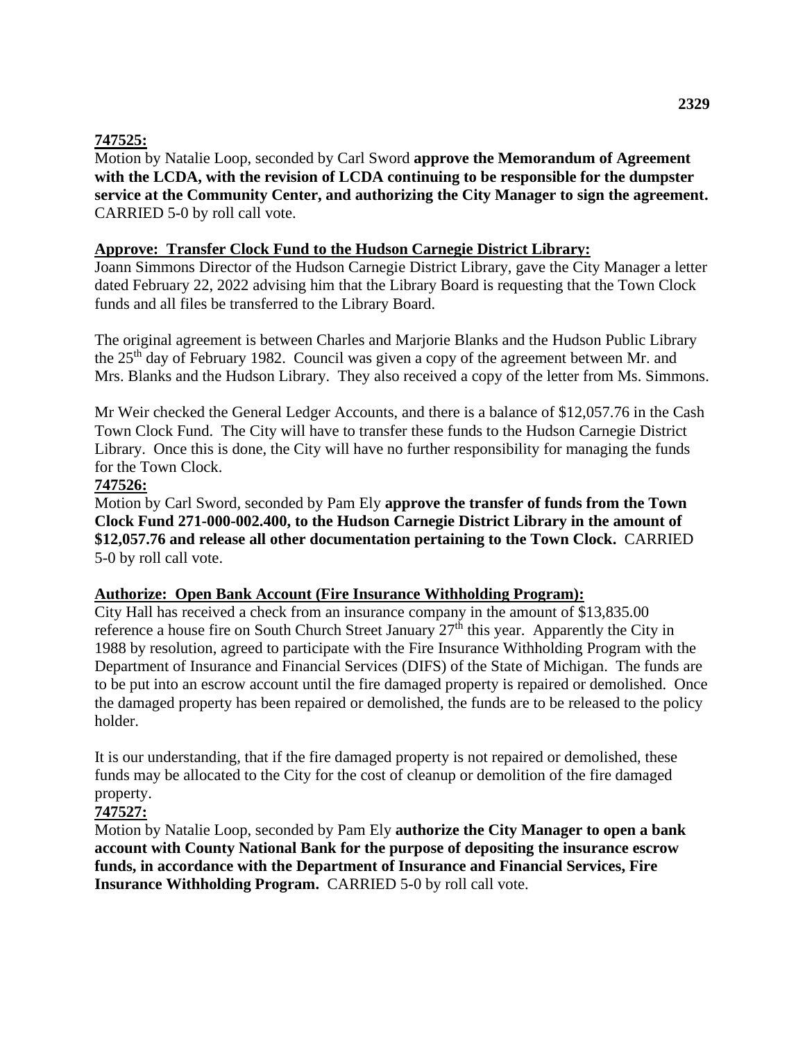**747525:**

Motion by Natalie Loop, seconded by Carl Sword **approve the Memorandum of Agreement with the LCDA, with the revision of LCDA continuing to be responsible for the dumpster service at the Community Center, and authorizing the City Manager to sign the agreement.** CARRIED 5-0 by roll call vote.

**Approve: Transfer Clock Fund to the Hudson Carnegie District Library:**

Joann Simmons Director of the Hudson Carnegie District Library, gave the City Manager a letter dated February 22, 2022 advising him that the Library Board is requesting that the Town Clock funds and all files be transferred to the Library Board.

The original agreement is between Charles and Marjorie Blanks and the Hudson Public Library the 25th day of February 1982. Council was given a copy of the agreement between Mr. and Mrs. Blanks and the Hudson Library. They also received a copy of the letter from Ms. Simmons.

Mr Weir checked the General Ledger Accounts, and there is a balance of $12,057.76 in the Cash Town Clock Fund. The City will have to transfer these funds to the Hudson Carnegie District Library. Once this is done, the City will have no further responsibility for managing the funds for the Town Clock.

**747526:**

Motion by Carl Sword, seconded by Pam Ely **approve the transfer of funds from the Town Clock Fund 271-000-002.400, to the Hudson Carnegie District Library in the amount of $12,057.76 and release all other documentation pertaining to the Town Clock.** CARRIED 5-0 by roll call vote.

**Authorize: Open Bank Account (Fire Insurance Withholding Program):**

City Hall has received a check from an insurance company in the amount of $13,835.00 reference a house fire on South Church Street January 27th this year. Apparently the City in 1988 by resolution, agreed to participate with the Fire Insurance Withholding Program with the Department of Insurance and Financial Services (DIFS) of the State of Michigan. The funds are to be put into an escrow account until the fire damaged property is repaired or demolished. Once the damaged property has been repaired or demolished, the funds are to be released to the policy holder.

It is our understanding, that if the fire damaged property is not repaired or demolished, these funds may be allocated to the City for the cost of cleanup or demolition of the fire damaged property.

**747527:**

Motion by Natalie Loop, seconded by Pam Ely **authorize the City Manager to open a bank account with County National Bank for the purpose of depositing the insurance escrow funds, in accordance with the Department of Insurance and Financial Services, Fire Insurance Withholding Program.** CARRIED 5-0 by roll call vote.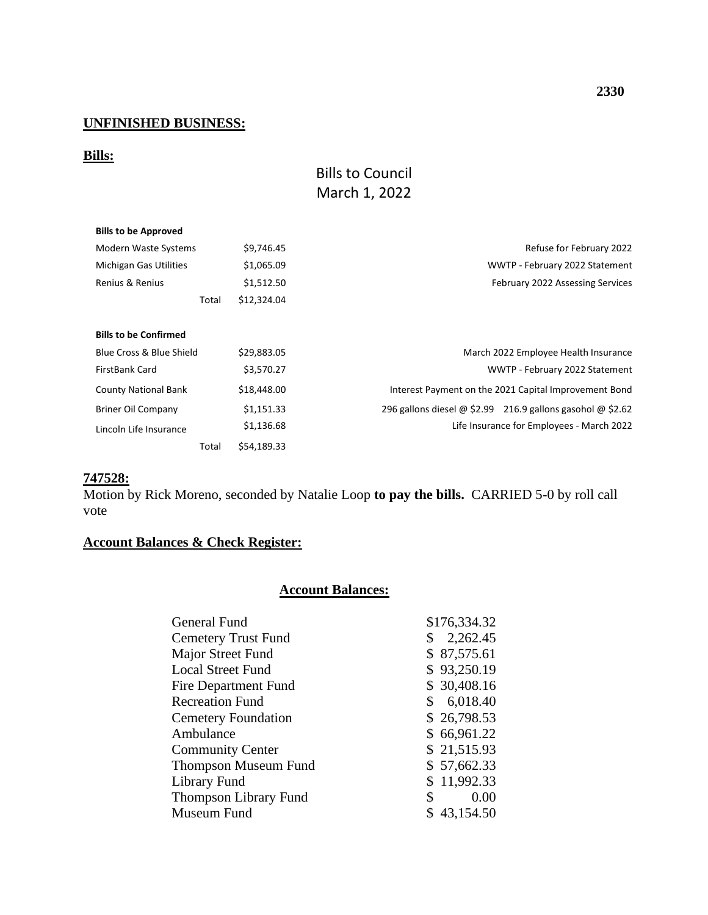**UNFINISHED BUSINESS:**

**Bills:**

Bills to Council
March 1, 2022

| **Bills to be Approved** | | | |
|---|---|---|---|
| Modern Waste Systems | | $9,746.45 | Refuse for February 2022 |
| Michigan Gas Utilities | | $1,065.09 | WWTP - February 2022 Statement |
| Renius & Renius | | $1,512.50 | February 2022 Assessing Services |
| | Total | $12,324.04 | |

| **Bills to be Confirmed** | | | |
|---|---|---|---|
| Blue Cross & Blue Shield | | $29,883.05 | March 2022 Employee Health Insurance |
| FirstBank Card | | $3,570.27 | WWTP - February 2022 Statement |
| County National Bank | | $18,448.00 | Interest Payment on the 2021 Capital Improvement Bond |
| Briner Oil Company | | $1,151.33 | 296 gallons diesel @ $2.99 216.9 gallons gasohol @ $2.62 |
| Lincoln Life Insurance | | $1,136.68 | Life Insurance for Employees - March 2022 |
| | Total | $54,189.33 | |

**747528:**
Motion by Rick Moreno, seconded by Natalie Loop **to pay the bills.** CARRIED 5-0 by roll call vote

**Account Balances & Check Register:**

**Account Balances:**

| | |
|---|---|
| General Fund | $176,334.32 |
| Cemetery Trust Fund | $ 2,262.45 |
| Major Street Fund | $ 87,575.61 |
| Local Street Fund | $ 93,250.19 |
| Fire Department Fund | $ 30,408.16 |
| Recreation Fund | $ 6,018.40 |
| Cemetery Foundation | $ 26,798.53 |
| Ambulance | $ 66,961.22 |
| Community Center | $ 21,515.93 |
| Thompson Museum Fund | $ 57,662.33 |
| Library Fund | $ 11,992.33 |
| Thompson Library Fund | $ 0.00 |
| Museum Fund | $ 43,154.50 |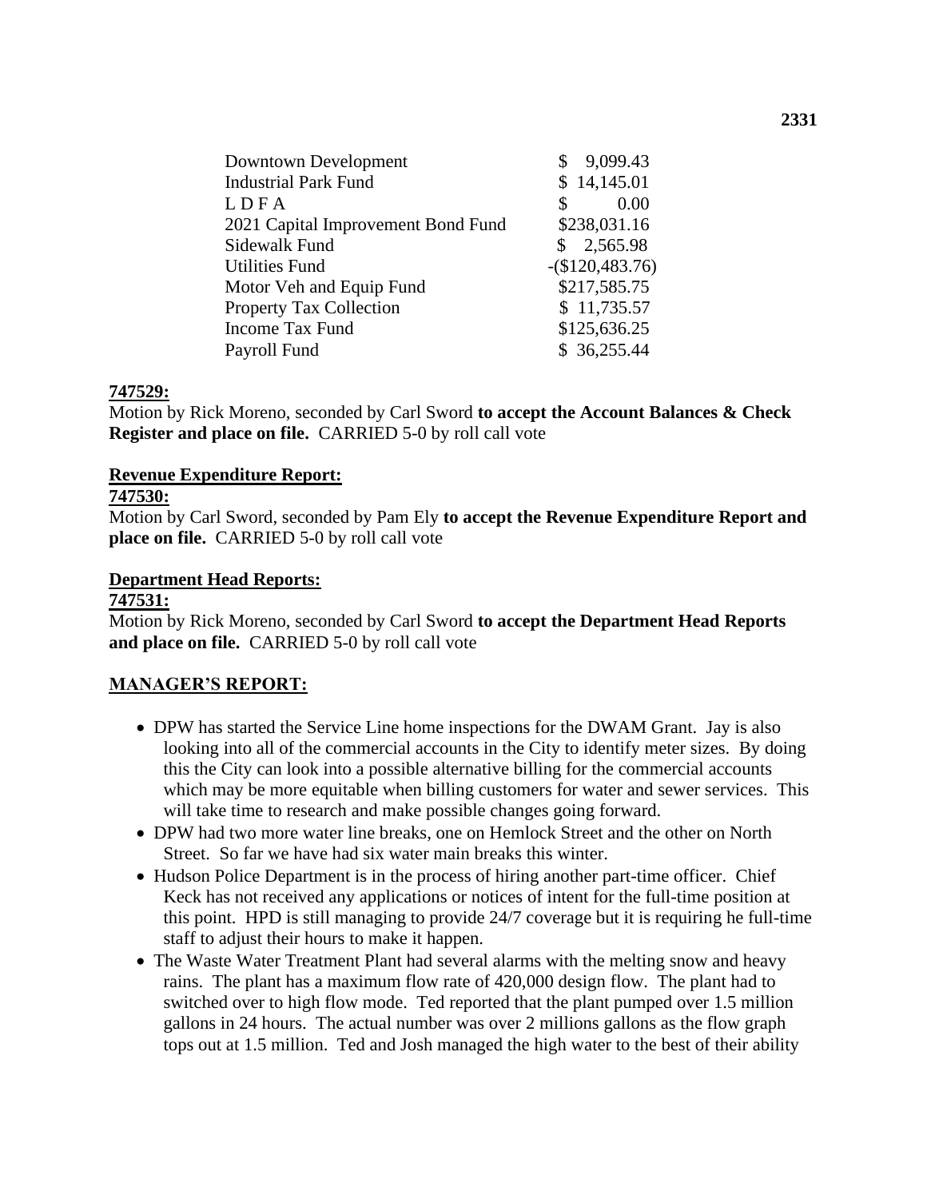| | |
|---|---|
| Downtown Development | $ 9,099.43 |
| Industrial Park Fund | $ 14,145.01 |
| L D F A | $ 0.00 |
| 2021 Capital Improvement Bond Fund | $238,031.16 |
| Sidewalk Fund | $ 2,565.98 |
| Utilities Fund | -($120,483.76) |
| Motor Veh and Equip Fund | $217,585.75 |
| Property Tax Collection | $ 11,735.57 |
| Income Tax Fund | $125,636.25 |
| Payroll Fund | $ 36,255.44 |

**747529:**
Motion by Rick Moreno, seconded by Carl Sword **to accept the Account Balances & Check Register and place on file.** CARRIED 5-0 by roll call vote

**Revenue Expenditure Report:**
**747530:**
Motion by Carl Sword, seconded by Pam Ely **to accept the Revenue Expenditure Report and place on file.** CARRIED 5-0 by roll call vote

**Department Head Reports:**
**747531:**
Motion by Rick Moreno, seconded by Carl Sword **to accept the Department Head Reports and place on file.** CARRIED 5-0 by roll call vote

**MANAGER'S REPORT:**

- DPW has started the Service Line home inspections for the DWAM Grant. Jay is also looking into all of the commercial accounts in the City to identify meter sizes. By doing this the City can look into a possible alternative billing for the commercial accounts which may be more equitable when billing customers for water and sewer services. This will take time to research and make possible changes going forward.
- DPW had two more water line breaks, one on Hemlock Street and the other on North Street. So far we have had six water main breaks this winter.
- Hudson Police Department is in the process of hiring another part-time officer. Chief Keck has not received any applications or notices of intent for the full-time position at this point. HPD is still managing to provide 24/7 coverage but it is requiring he full-time staff to adjust their hours to make it happen.
- The Waste Water Treatment Plant had several alarms with the melting snow and heavy rains. The plant has a maximum flow rate of 420,000 design flow. The plant had to switched over to high flow mode. Ted reported that the plant pumped over 1.5 million gallons in 24 hours. The actual number was over 2 millions gallons as the flow graph tops out at 1.5 million. Ted and Josh managed the high water to the best of their ability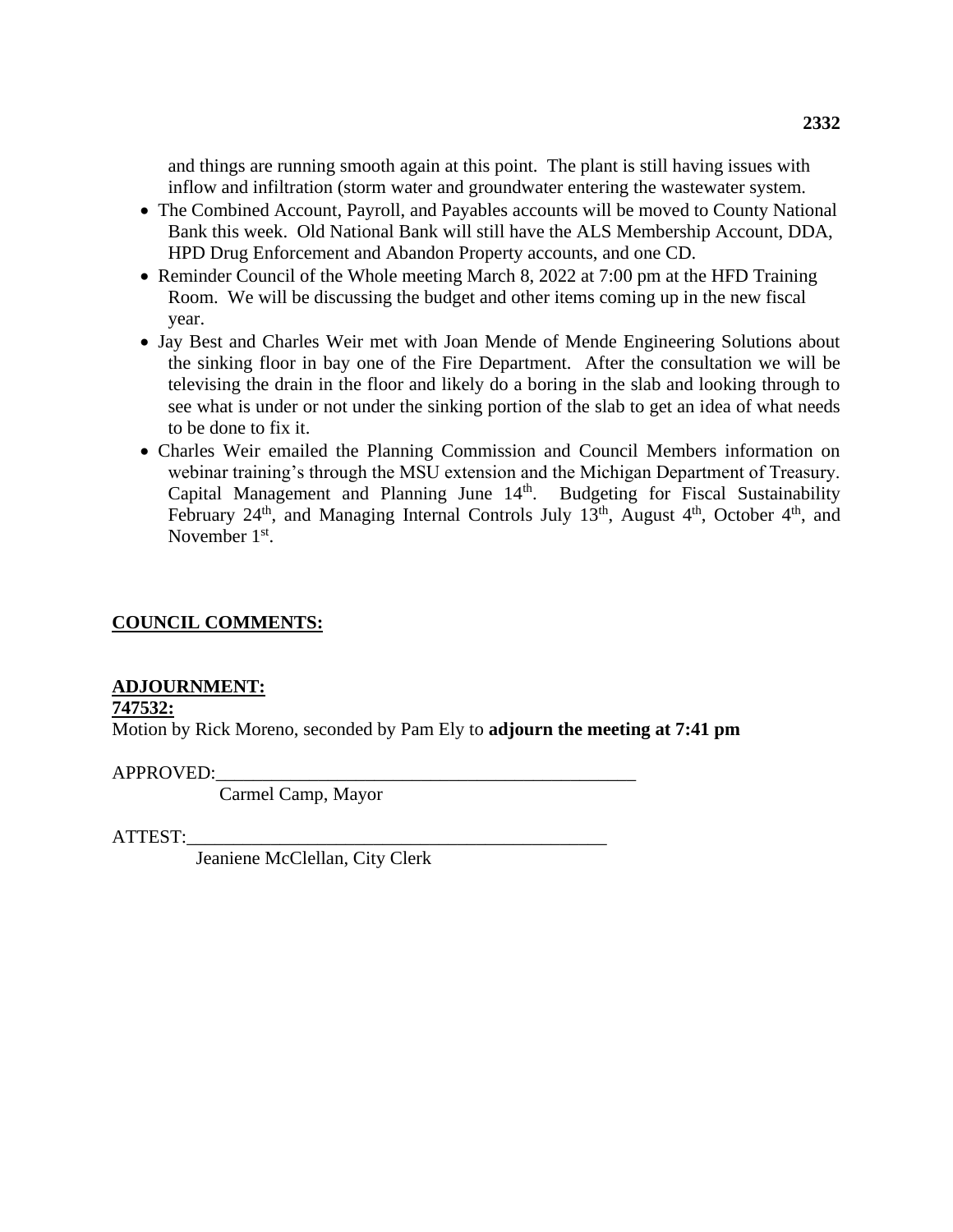and things are running smooth again at this point. The plant is still having issues with inflow and infiltration (storm water and groundwater entering the wastewater system.

- The Combined Account, Payroll, and Payables accounts will be moved to County National Bank this week. Old National Bank will still have the ALS Membership Account, DDA, HPD Drug Enforcement and Abandon Property accounts, and one CD.
- Reminder Council of the Whole meeting March 8, 2022 at 7:00 pm at the HFD Training Room. We will be discussing the budget and other items coming up in the new fiscal year.
- Jay Best and Charles Weir met with Joan Mende of Mende Engineering Solutions about the sinking floor in bay one of the Fire Department. After the consultation we will be televising the drain in the floor and likely do a boring in the slab and looking through to see what is under or not under the sinking portion of the slab to get an idea of what needs to be done to fix it.
- Charles Weir emailed the Planning Commission and Council Members information on webinar training's through the MSU extension and the Michigan Department of Treasury. Capital Management and Planning June 14th. Budgeting for Fiscal Sustainability February 24th, and Managing Internal Controls July 13th, August 4th, October 4th, and November 1st.

**COUNCIL COMMENTS:**

**ADJOURNMENT:**

**747532:**

Motion by Rick Moreno, seconded by Pam Ely to **adjourn the meeting at 7:41 pm**

APPROVED:_______________________________________________

Carmel Camp, Mayor

ATTEST:_______________________________________________

Jeaniene McClellan, City Clerk